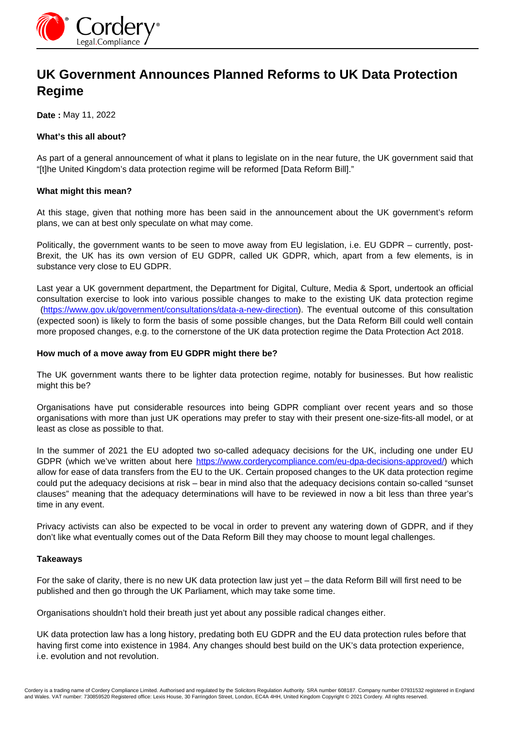# UK Government Announces Planned Reforms to UK Data Protection Regime

**Date :** May 11, 2022

**What's this all about?**

As part of a general announcement of what it plans to legislate on in the near future, the UK government said that "[t]he United Kingdom's data protection regime will be reformed [Data Reform Bill]."

**What might this mean?**

At this stage, given that nothing more has been said in the announcement about the UK government's reform plans, we can at best only speculate on what may come.

Politically, the government wants to be seen to move away from EU legislation, i.e. EU GDPR – currently, post-Brexit, the UK has its own version of EU GDPR, called UK GDPR, which, apart from a few elements, is in substance very close to EU GDPR.

Last year a UK government department, the Department for Digital, Culture, Media & Sport, undertook an official consultation exercise to look into various possible changes to make to the existing UK data protection regime (https://www.gov.uk/government/consultations/data-a-new-direction). The eventual outcome of this consultation (expected soon) is likely to form the basis of some possible changes, but the Data Reform Bill could well contain more proposed changes, e.g. to the cornerstone of the UK data protection regime the Data Protection Act 2018.

**How much of a move away from EU GDPR might there be?**

The UK government wants there to be lighter data protection regime, notably for businesses. But how realistic might this be?

Organisations have put considerable resources into being GDPR compliant over recent years and so those organisations with more than just UK operations may prefer to stay with their present one-size-fits-all model, or at least as close as possible to that.

In the summer of 2021 the EU adopted two so-called adequacy decisions for the UK, including one under EU GDPR (which we've written about here https://www.corderycompliance.com/eu-dpa-decisions-approved/) which allow for ease of data transfers from the EU to the UK. Certain proposed changes to the UK data protection regime could put the adequacy decisions at risk – bear in mind also that the adequacy decisions contain so-called "sunset clauses" meaning that the adequacy determinations will have to be reviewed in now a bit less than three year's time in any event.

Privacy activists can also be expected to be vocal in order to prevent any watering down of GDPR, and if they don't like what eventually comes out of the Data Reform Bill they may choose to mount legal challenges.

**Takeaways**

For the sake of clarity, there is no new UK data protection law just yet – the data Reform Bill will first need to be published and then go through the UK Parliament, which may take some time.

Organisations shouldn't hold their breath just yet about any possible radical changes either.

UK data protection law has a long history, predating both EU GDPR and the EU data protection rules before that having first come into existence in 1984. Any changes should best build on the UK's data protection experience, i.e. evolution and not revolution.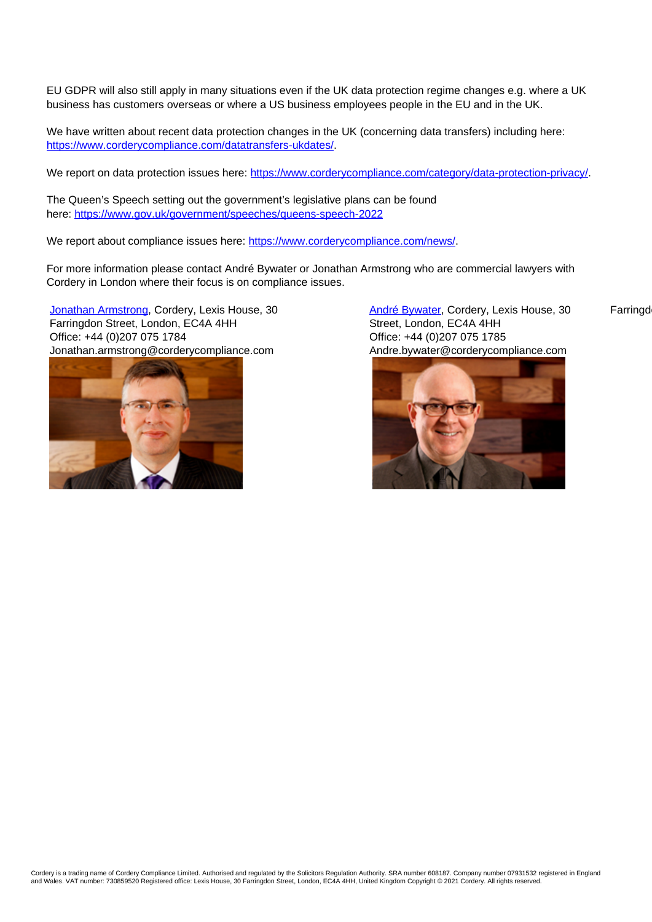EU GDPR will also still apply in many situations even if the UK data protection regime changes e.g. where a UK business has customers overseas or where a US business employees people in the EU and in the UK.

We have written about recent data protection changes in the UK (concerning data transfers) including here: https://www.corderycompliance.com/datatransfers-ukdates/.

We report on data protection issues here: https://www.corderycompliance.com/category/data-protection-privacy/.

The Queen's Speech setting out the government's legislative plans can be found here: https://www.gov.uk/government/speeches/queens-speech-2022

We report about compliance issues here: https://www.corderycompliance.com/news/.

For more information please contact André Bywater or Jonathan Armstrong who are commercial lawyers with Cordery in London where their focus is on compliance issues.

Jonathan Armstrong, Cordery, Lexis House, 30 Farringdon Street, London, EC4A 4HH
Office: +44 (0)207 075 1784
Jonathan.armstrong@corderycompliance.com

André Bywater, Cordery, Lexis House, 30 Farringdon Street, London, EC4A 4HH
Office: +44 (0)207 075 1785
Andre.bywater@corderycompliance.com

Cordery is a trading name of Cordery Compliance Limited. Authorised and regulated by the Solicitors Regulation Authority. SRA number 608187. Company number 07931532 registered in England and Wales. VAT number: 730859520 Registered office: Lexis House, 30 Farringdon Street, London, EC4A 4HH, United Kingdom Copyright © 2021 Cordery. All rights reserved.